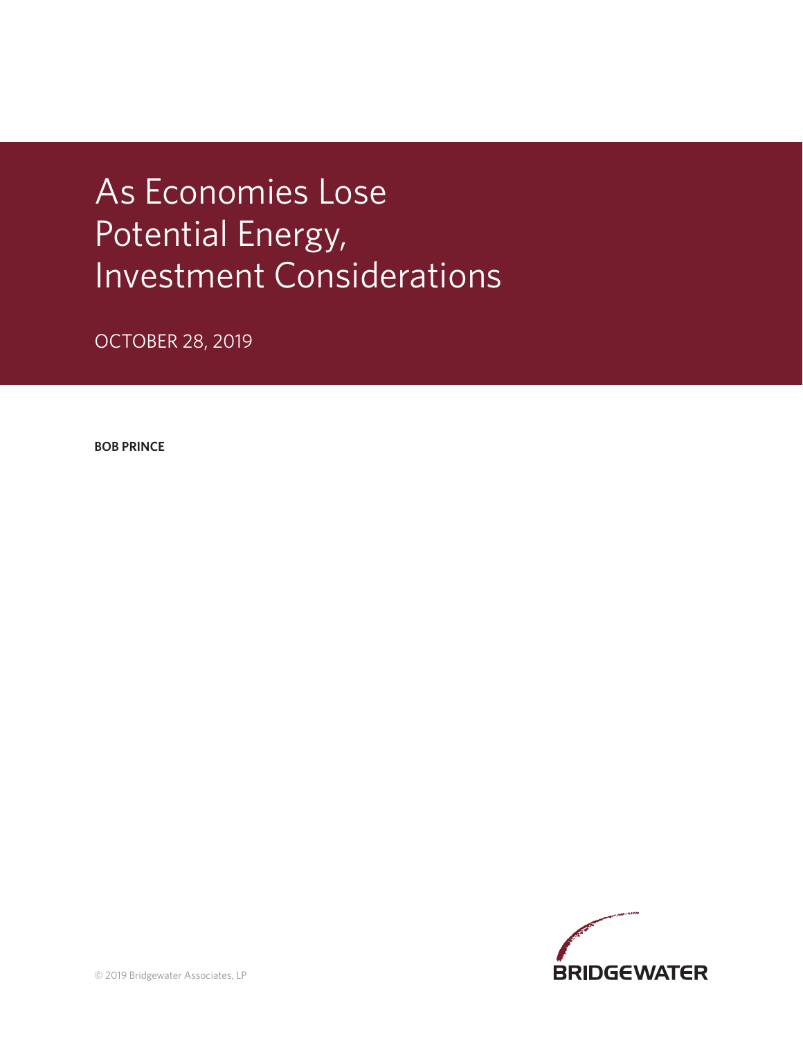# As Economies Lose Potential Energy, Investment Considerations

OCTOBER 28, 2019

**BOB PRINCE**

© 2019 Bridgewater Associates, LP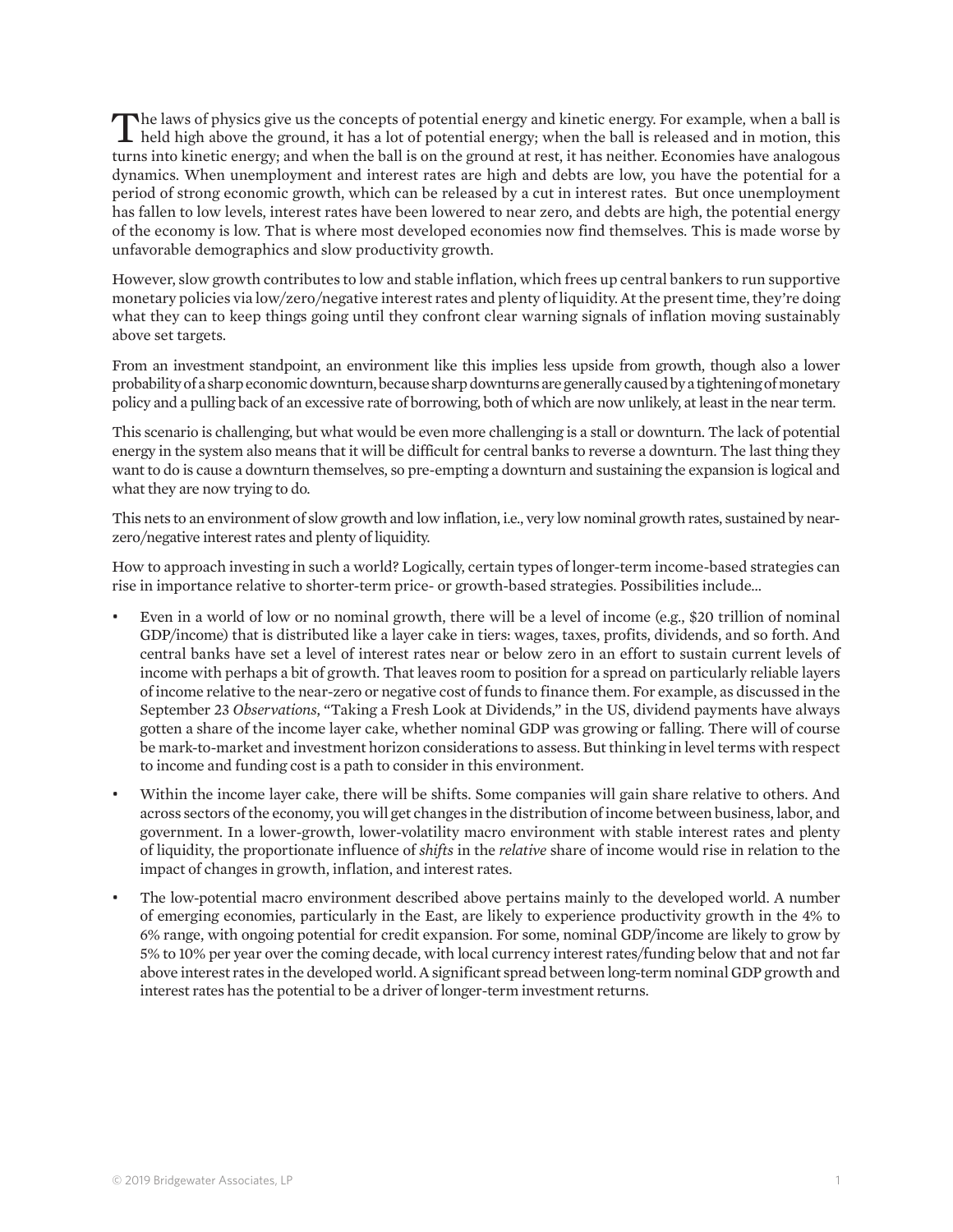The laws of physics give us the concepts of potential energy and kinetic energy. For example, when a ball is held high above the ground, it has a lot of potential energy; when the ball is released and in motion, this turns into kinetic energy; and when the ball is on the ground at rest, it has neither. Economies have analogous dynamics. When unemployment and interest rates are high and debts are low, you have the potential for a period of strong economic growth, which can be released by a cut in interest rates. But once unemployment has fallen to low levels, interest rates have been lowered to near zero, and debts are high, the potential energy of the economy is low. That is where most developed economies now find themselves. This is made worse by unfavorable demographics and slow productivity growth.

However, slow growth contributes to low and stable inflation, which frees up central bankers to run supportive monetary policies via low/zero/negative interest rates and plenty of liquidity. At the present time, they're doing what they can to keep things going until they confront clear warning signals of inflation moving sustainably above set targets.

From an investment standpoint, an environment like this implies less upside from growth, though also a lower probability of a sharp economic downturn, because sharp downturns are generally caused by a tightening of monetary policy and a pulling back of an excessive rate of borrowing, both of which are now unlikely, at least in the near term.

This scenario is challenging, but what would be even more challenging is a stall or downturn. The lack of potential energy in the system also means that it will be difficult for central banks to reverse a downturn. The last thing they want to do is cause a downturn themselves, so pre-empting a downturn and sustaining the expansion is logical and what they are now trying to do.

This nets to an environment of slow growth and low inflation, i.e., very low nominal growth rates, sustained by near-zero/negative interest rates and plenty of liquidity.

How to approach investing in such a world? Logically, certain types of longer-term income-based strategies can rise in importance relative to shorter-term price- or growth-based strategies. Possibilities include...

- Even in a world of low or no nominal growth, there will be a level of income (e.g., $20 trillion of nominal GDP/income) that is distributed like a layer cake in tiers: wages, taxes, profits, dividends, and so forth. And central banks have set a level of interest rates near or below zero in an effort to sustain current levels of income with perhaps a bit of growth. That leaves room to position for a spread on particularly reliable layers of income relative to the near-zero or negative cost of funds to finance them. For example, as discussed in the September 23 *Observations*, "Taking a Fresh Look at Dividends," in the US, dividend payments have always gotten a share of the income layer cake, whether nominal GDP was growing or falling. There will of course be mark-to-market and investment horizon considerations to assess. But thinking in level terms with respect to income and funding cost is a path to consider in this environment.
- Within the income layer cake, there will be shifts. Some companies will gain share relative to others. And across sectors of the economy, you will get changes in the distribution of income between business, labor, and government. In a lower-growth, lower-volatility macro environment with stable interest rates and plenty of liquidity, the proportionate influence of *shifts* in the *relative* share of income would rise in relation to the impact of changes in growth, inflation, and interest rates.
- The low-potential macro environment described above pertains mainly to the developed world. A number of emerging economies, particularly in the East, are likely to experience productivity growth in the 4% to 6% range, with ongoing potential for credit expansion. For some, nominal GDP/income are likely to grow by 5% to 10% per year over the coming decade, with local currency interest rates/funding below that and not far above interest rates in the developed world. A significant spread between long-term nominal GDP growth and interest rates has the potential to be a driver of longer-term investment returns.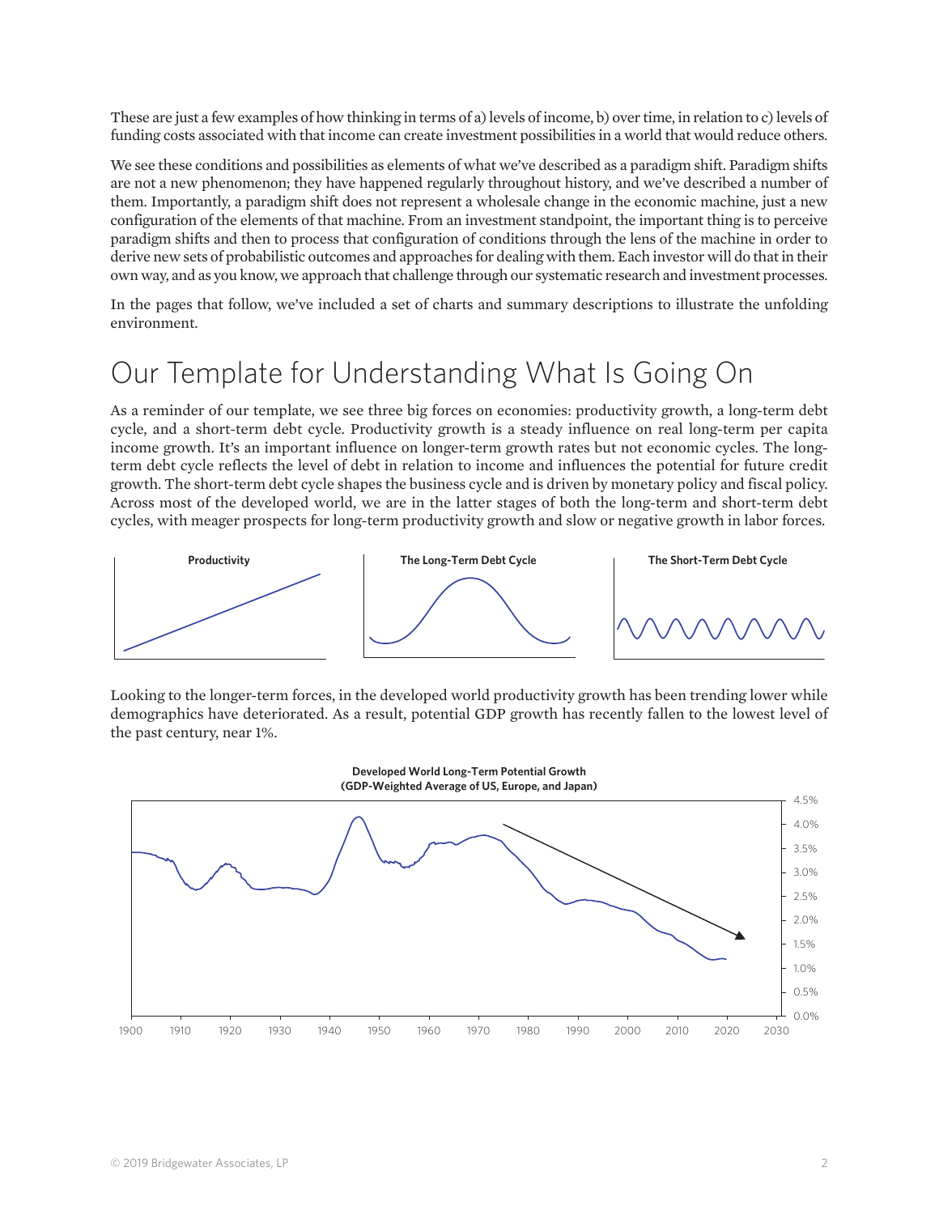These are just a few examples of how thinking in terms of a) levels of income, b) over time, in relation to c) levels of funding costs associated with that income can create investment possibilities in a world that would reduce others.

We see these conditions and possibilities as elements of what we've described as a paradigm shift. Paradigm shifts are not a new phenomenon; they have happened regularly throughout history, and we've described a number of them. Importantly, a paradigm shift does not represent a wholesale change in the economic machine, just a new configuration of the elements of that machine. From an investment standpoint, the important thing is to perceive paradigm shifts and then to process that configuration of conditions through the lens of the machine in order to derive new sets of probabilistic outcomes and approaches for dealing with them. Each investor will do that in their own way, and as you know, we approach that challenge through our systematic research and investment processes.

In the pages that follow, we've included a set of charts and summary descriptions to illustrate the unfolding environment.

# Our Template for Understanding What Is Going On

As a reminder of our template, we see three big forces on economies: productivity growth, a long-term debt cycle, and a short-term debt cycle. Productivity growth is a steady influence on real long-term per capita income growth. It's an important influence on longer-term growth rates but not economic cycles. The long-term debt cycle reflects the level of debt in relation to income and influences the potential for future credit growth. The short-term debt cycle shapes the business cycle and is driven by monetary policy and fiscal policy. Across most of the developed world, we are in the latter stages of both the long-term and short-term debt cycles, with meager prospects for long-term productivity growth and slow or negative growth in labor forces.

Productivity

The Long-Term Debt Cycle

The Short-Term Debt Cycle

Looking to the longer-term forces, in the developed world productivity growth has been trending lower while demographics have deteriorated. As a result, potential GDP growth has recently fallen to the lowest level of the past century, near 1%.

**Developed World Long-Term Potential Growth**
**(GDP-Weighted Average of US, Europe, and Japan)**

4.5%
4.0%
3.5%
3.0%
2.5%
2.0%
1.5%
1.0%
0.5%
0.0%

1900 1910 1920 1930 1940 1950 1960 1970 1980 1990 2000 2010 2020 2030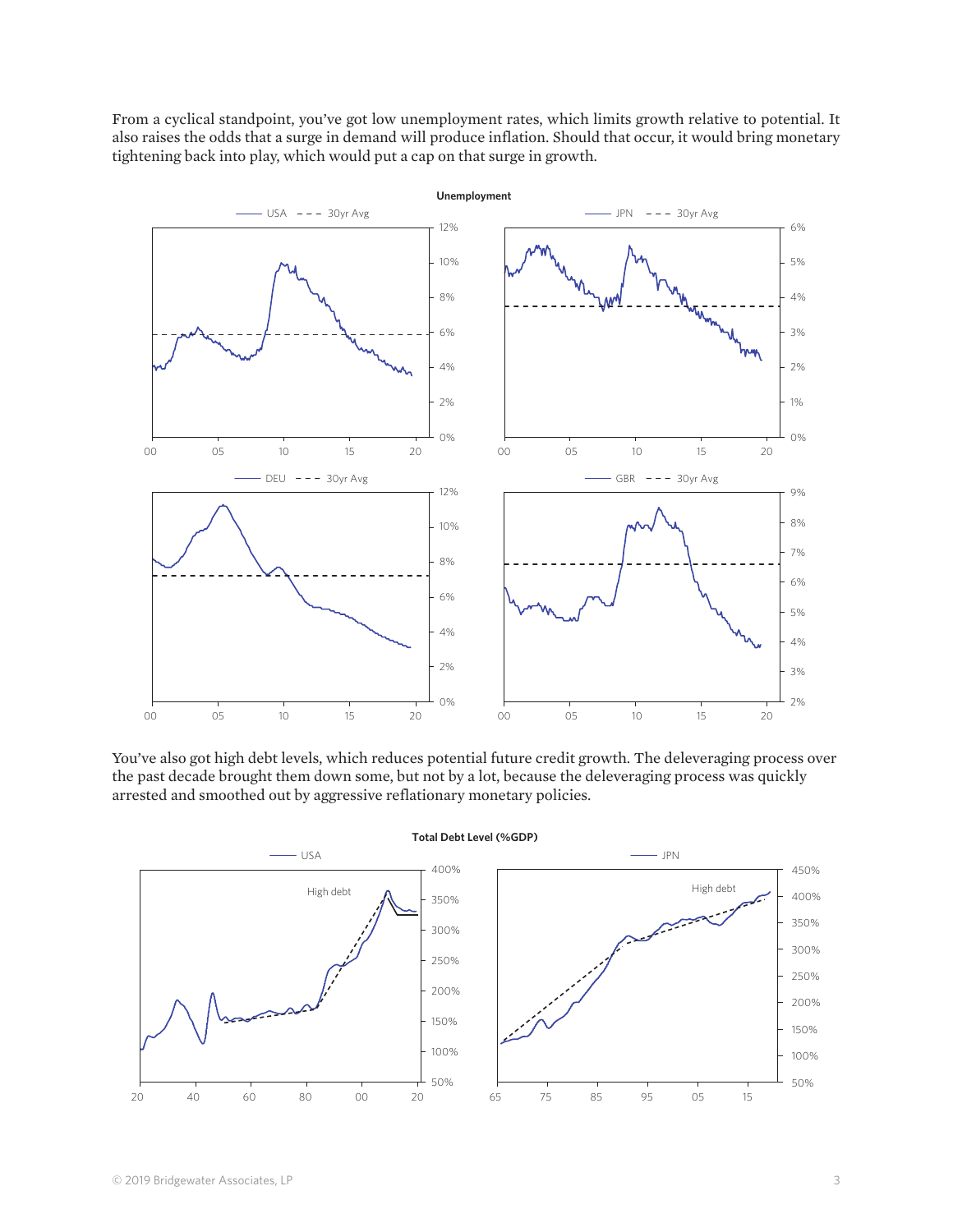From a cyclical standpoint, you've got low unemployment rates, which limits growth relative to potential. It also raises the odds that a surge in demand will produce inflation. Should that occur, it would bring monetary tightening back into play, which would put a cap on that surge in growth.

**Unemployment**

USA — 30yr Avg

12%
10%
8%
6%
4%
2%
0%

00 05 10 15 20

JPN — 30yr Avg

6%
5%
4%
3%
2%
1%
0%

00 05 10 15 20

DEU — 30yr Avg

12%
10%
8%
6%
4%
2%
0%

00 05 10 15 20

GBR — 30yr Avg

9%
8%
7%
6%
5%
4%
3%
2%

00 05 10 15 20

You've also got high debt levels, which reduces potential future credit growth. The deleveraging process over the past decade brought them down some, but not by a lot, because the deleveraging process was quickly arrested and smoothed out by aggressive reflationary monetary policies.

**Total Debt Level (%GDP)**

USA

High debt

400%
350%
300%
250%
200%
150%
100%
50%

20 40 60 80 00 20

JPN

High debt

450%
400%
350%
300%
250%
200%
150%
100%
50%

65 75 85 95 05 15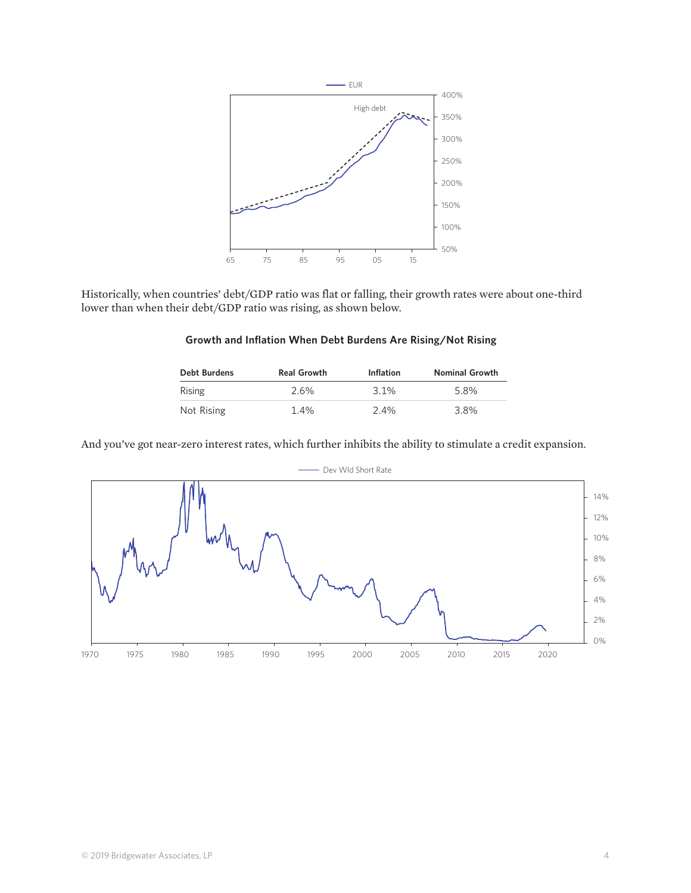EUR

High debt

400%
350%
300%
250%
200%
150%
100%
50%

65
75
85
95
05
15

Historically, when countries' debt/GDP ratio was flat or falling, their growth rates were about one-third lower than when their debt/GDP ratio was rising, as shown below.

**Growth and Inflation When Debt Burdens Are Rising/Not Rising**

| Debt Burdens | Real Growth | Inflation | Nominal Growth |
|---|---|---|---|
| Rising | 2.6% | 3.1% | 5.8% |
| Not Rising | 1.4% | 2.4% | 3.8% |

And you've got near-zero interest rates, which further inhibits the ability to stimulate a credit expansion.

Dev Wld Short Rate

14%
12%
10%
8%
6%
4%
2%
0%

1970
1975
1980
1985
1990
1995
2000
2005
2010
2015
2020

© 2019 Bridgewater Associates, LP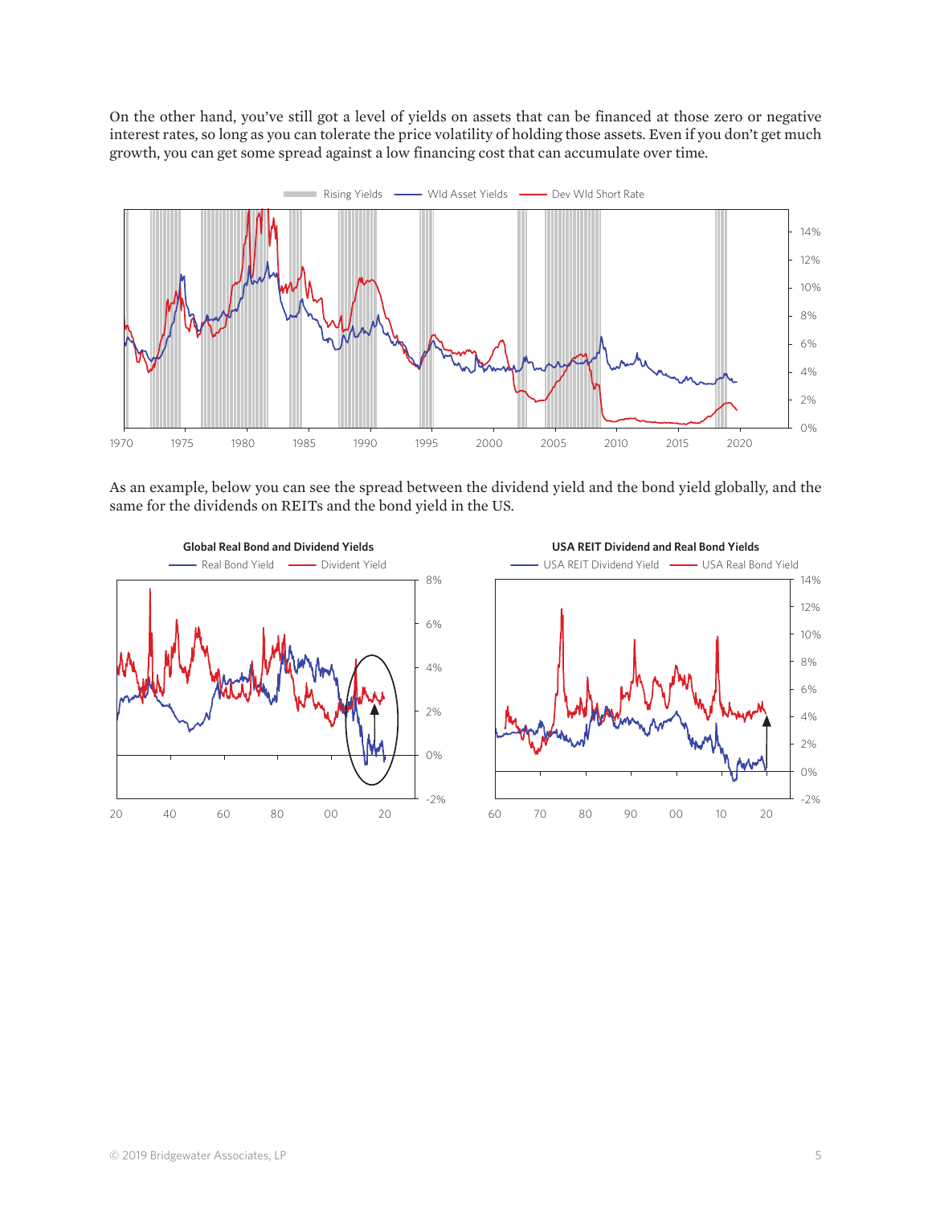On the other hand, you've still got a level of yields on assets that can be financed at those zero or negative interest rates, so long as you can tolerate the price volatility of holding those assets. Even if you don't get much growth, you can get some spread against a low financing cost that can accumulate over time.

Rising Yields
Wld Asset Yields
Dev Wld Short Rate

14%
12%
10%
8%
6%
4%
2%
0%

1970
1975
1980
1985
1990
1995
2000
2005
2010
2015
2020

As an example, below you can see the spread between the dividend yield and the bond yield globally, and the same for the dividends on REITs and the bond yield in the US.

**Global Real Bond and Dividend Yields**

Real Bond Yield
Divident Yield

8%
6%
4%
2%
0%
-2%

20
40
60
80
00
20

**USA REIT Dividend and Real Bond Yields**

USA REIT Dividend Yield
USA Real Bond Yield

14%
12%
10%
8%
6%
4%
2%
0%
-2%

60
70
80
90
00
10
20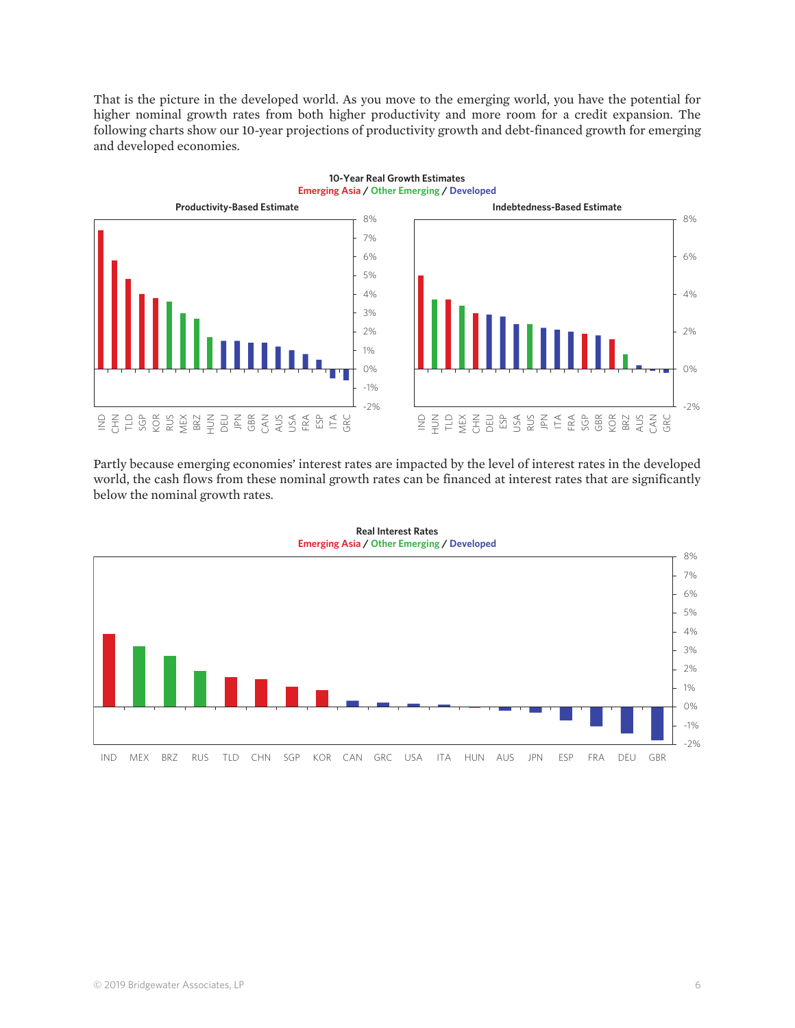That is the picture in the developed world. As you move to the emerging world, you have the potential for higher nominal growth rates from both higher productivity and more room for a credit expansion. The following charts show our 10-year projections of productivity growth and debt-financed growth for emerging and developed economies.

**10-Year Real Growth Estimates**

Emerging Asia / Other Emerging / Developed

**Productivity-Based Estimate**

8%
7%
6%
5%
4%
3%
2%
1%
0%
-1%
-2%

IND CHN TLD SGP KOR RUS MEX BRZ HUN DEU JPN GBR CAN AUS USA FRA ESP ITA GRC

**Indebtedness-Based Estimate**

8%
6%
4%
2%
0%
-2%

IND HUN TLD MEX CHN DEU ESP USA RUS JPN ITA FRA SGP GBR KOR BRZ AUS CAN GRC

Partly because emerging economies' interest rates are impacted by the level of interest rates in the developed world, the cash flows from these nominal growth rates can be financed at interest rates that are significantly below the nominal growth rates.

**Real Interest Rates**

Emerging Asia / Other Emerging / Developed

8%
7%
6%
5%
4%
3%
2%
1%
0%
-1%
-2%

IND MEX BRZ RUS TLD CHN SGP KOR CAN GRC USA ITA HUN AUS JPN ESP FRA DEU GBR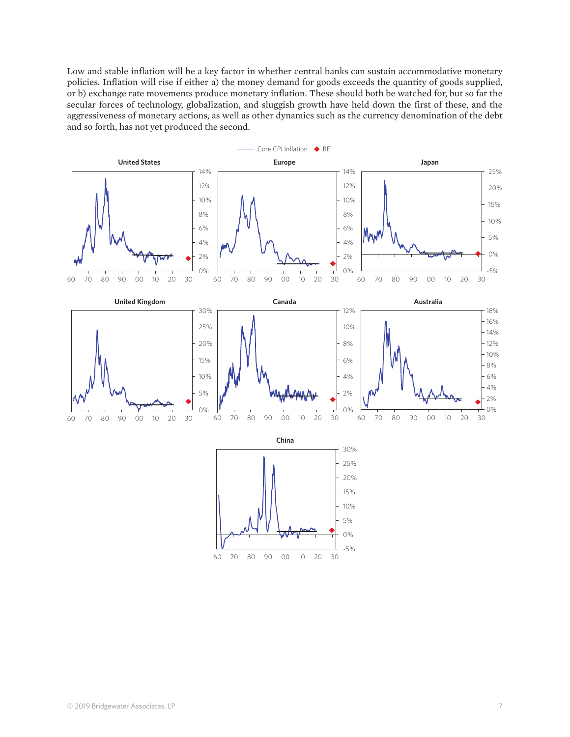Low and stable inflation will be a key factor in whether central banks can sustain accommodative monetary policies. Inflation will rise if either a) the money demand for goods exceeds the quantity of goods supplied, or b) exchange rate movements produce monetary inflation. These should both be watched for, but so far the secular forces of technology, globalization, and sluggish growth have held down the first of these, and the aggressiveness of monetary actions, as well as other dynamics such as the currency denomination of the debt and so forth, has not yet produced the second.

Core CPI Inflation
BEI

United States
14%
12%
10%
8%
6%
4%
2%
0%
60 70 80 90 00 10 20 30

Europe
14%
12%
10%
8%
6%
4%
2%
0%
60 70 80 90 00 10 20 30

Japan
25%
20%
15%
10%
5%
0%
-5%
60 70 80 90 00 10 20 30

United Kingdom
30%
25%
20%
15%
10%
5%
0%
60 70 80 90 00 10 20 30

Canada
12%
10%
8%
6%
4%
2%
0%
60 70 80 90 00 10 20 30

Australia
18%
16%
14%
12%
10%
8%
6%
4%
2%
0%
60 70 80 90 00 10 20 30

China
30%
25%
20%
15%
10%
5%
0%
-5%
60 70 80 90 00 10 20 30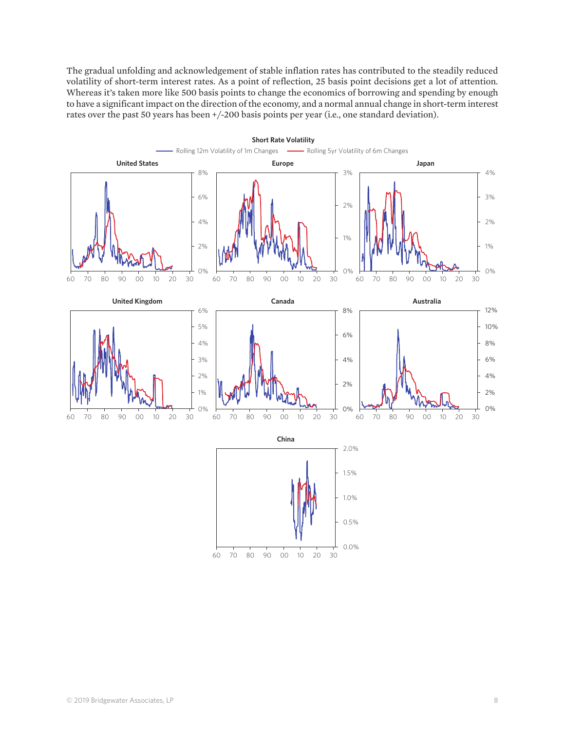The gradual unfolding and acknowledgement of stable inflation rates has contributed to the steadily reduced volatility of short-term interest rates. As a point of reflection, 25 basis point decisions get a lot of attention. Whereas it's taken more like 500 basis points to change the economics of borrowing and spending by enough to have a significant impact on the direction of the economy, and a normal annual change in short-term interest rates over the past 50 years has been +/-200 basis points per year (i.e., one standard deviation).

**Short Rate Volatility**

Rolling 12m Volatility of 1m Changes
Rolling 5yr Volatility of 6m Changes

United States
8%
6%
4%
2%
0%
60 70 80 90 00 10 20 30

Europe
3%
2%
1%
0%
60 70 80 90 00 10 20 30

Japan
4%
3%
2%
1%
0%
60 70 80 90 00 10 20 30

United Kingdom
6%
5%
4%
3%
2%
1%
0%
60 70 80 90 00 10 20 30

Canada
8%
6%
4%
2%
0%
60 70 80 90 00 10 20 30

Australia
12%
10%
8%
6%
4%
2%
0%
60 70 80 90 00 10 20 30

China
2.0%
1.5%
1.0%
0.5%
0.0%
60 70 80 90 00 10 20 30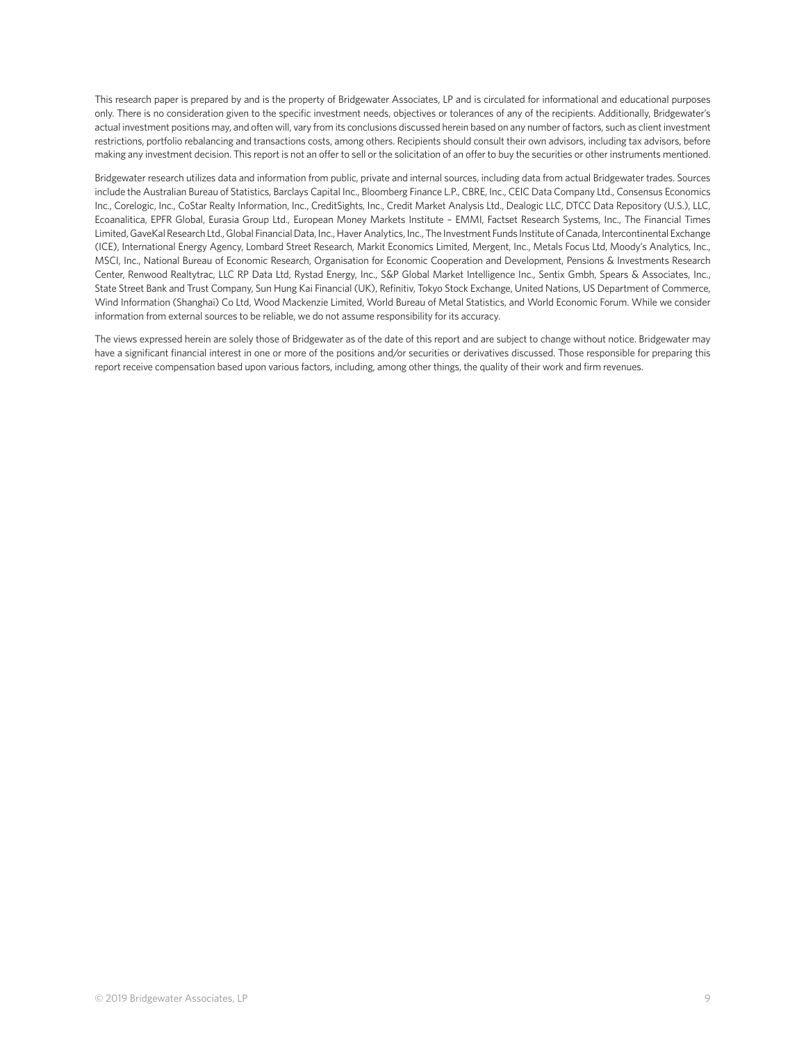This research paper is prepared by and is the property of Bridgewater Associates, LP and is circulated for informational and educational purposes only. There is no consideration given to the specific investment needs, objectives or tolerances of any of the recipients. Additionally, Bridgewater's actual investment positions may, and often will, vary from its conclusions discussed herein based on any number of factors, such as client investment restrictions, portfolio rebalancing and transactions costs, among others. Recipients should consult their own advisors, including tax advisors, before making any investment decision. This report is not an offer to sell or the solicitation of an offer to buy the securities or other instruments mentioned.

Bridgewater research utilizes data and information from public, private and internal sources, including data from actual Bridgewater trades. Sources include the Australian Bureau of Statistics, Barclays Capital Inc., Bloomberg Finance L.P., CBRE, Inc., CEIC Data Company Ltd., Consensus Economics Inc., Corelogic, Inc., CoStar Realty Information, Inc., CreditSights, Inc., Credit Market Analysis Ltd., Dealogic LLC, DTCC Data Repository (U.S.), LLC, Ecoanalitica, EPFR Global, Eurasia Group Ltd., European Money Markets Institute – EMMI, Factset Research Systems, Inc., The Financial Times Limited, GaveKal Research Ltd., Global Financial Data, Inc., Haver Analytics, Inc., The Investment Funds Institute of Canada, Intercontinental Exchange (ICE), International Energy Agency, Lombard Street Research, Markit Economics Limited, Mergent, Inc., Metals Focus Ltd, Moody's Analytics, Inc., MSCI, Inc., National Bureau of Economic Research, Organisation for Economic Cooperation and Development, Pensions & Investments Research Center, Renwood Realtytrac, LLC RP Data Ltd, Rystad Energy, Inc., S&P Global Market Intelligence Inc., Sentix Gmbh, Spears & Associates, Inc., State Street Bank and Trust Company, Sun Hung Kai Financial (UK), Refinitiv, Tokyo Stock Exchange, United Nations, US Department of Commerce, Wind Information (Shanghai) Co Ltd, Wood Mackenzie Limited, World Bureau of Metal Statistics, and World Economic Forum. While we consider information from external sources to be reliable, we do not assume responsibility for its accuracy.

The views expressed herein are solely those of Bridgewater as of the date of this report and are subject to change without notice. Bridgewater may have a significant financial interest in one or more of the positions and/or securities or derivatives discussed. Those responsible for preparing this report receive compensation based upon various factors, including, among other things, the quality of their work and firm revenues.

© 2019 Bridgewater Associates, LP